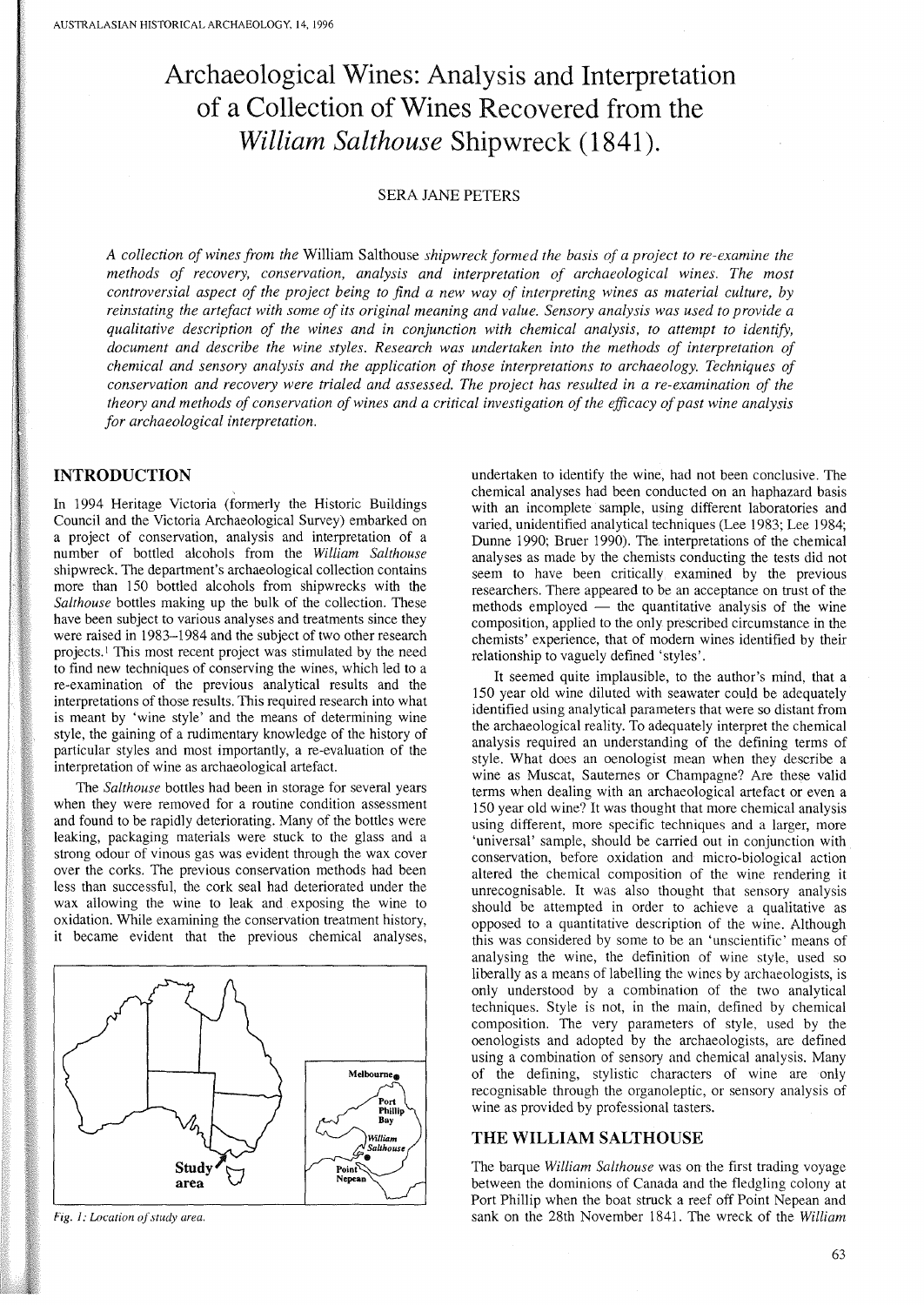# Archaeological Wines: Analysis and Interpretation of a Collection of Wines Recovered from the *William Salthouse* Shipwreck (1841).

SERA JANE PETERS

*A collection of wines from the* William Salthouse *shipwreck formed the basis of a project to re-examine the methods of recovery, conservation, analysis and interpretation of archaeological wines. The most controversial aspect of the project being to find a new way of interpreting wines as material culture, by reinstating the artefact with some of its original meaning and value. Sensory analysis was used to provide a qualitative description of the wines and in conjunction with chemical analysis, to attempt to identify, document and describe the wine styles. Research was undertaken into the methods of interpretation of chemical and sensory analysis and the application of those interpretations to archaeology. Techniques of conservation and recovery were trialed and assessed. The project has resulted in a re-examination of the theory and methods of conservation of wines and a critical investigation of the efficacy of past wine analysis for archaeological interpretation.*

## INTRODUCTION

In 1994 Heritage Victoria (formerly the Historic Buildings Council and the Victoria Archaeological Survey) embarked on a project of conservation, analysis and interpretation of a number of bottled alcohols from the *William Salthouse* shipwreck. The department's archaeological collection contains more than 150 bottled alcohols from shipwrecks with the *Salthouse* bottles making up the bulk of the collection. These have been subject to various analyses and treatments since they were raised in 1983–1984 and the subject of two other research projects.[1] This most recent project was stimulated by the need to find new techniques of conserving the wines, which led to a re-examination of the previous analytical results and the interpretations of those results. This required research into what is meant by 'wine style' and the means of determining wine style, the gaining of a rudimentary knowledge of the history of particular styles and most importantly, a re-evaluation of the interpretation of wine as archaeological artefact.

The *Salthouse* bottles had been in storage for several years when they were removed for a routine condition assessment and found to be rapidly deteriorating. Many of the bottles were leaking, packaging materials were stuck to the glass and a strong odour of vinous gas was evident through the wax cover over the corks. The previous conservation methods had been less than successful, the cork seal had deteriorated under the wax allowing the wine to leak and exposing the wine to oxidation. While examining the conservation treatment history, it became evident that the previous chemical analyses,

*Fig. 1: Location of study area.*

undertaken to identify the wine, had not been conclusive. The chemical analyses had been conducted on an haphazard basis with an incomplete sample, using different laboratories and varied, unidentified analytical techniques (Lee 1983; Lee 1984; Dunne 1990; Bruer 1990). The interpretations of the chemical analyses as made by the chemists conducting the tests did not seem to have been critically examined by the previous researchers. There appeared to be an acceptance on trust of the methods employed — the quantitative analysis of the wine composition, applied to the only prescribed circumstance in the chemists' experience, that of modern wines identified by their relationship to vaguely defined 'styles'.

It seemed quite implausible, to the author's mind, that a 150 year old wine diluted with seawater could be adequately identified using analytical parameters that were so distant from the archaeological reality. To adequately interpret the chemical analysis required an understanding of the defining terms of style. What does an oenologist mean when they describe a wine as Muscat, Sauternes or Champagne? Are these valid terms when dealing with an archaeological artefact or even a 150 year old wine? It was thought that more chemical analysis using different, more specific techniques and a larger, more 'universal' sample, should be carried out in conjunction with conservation, before oxidation and micro-biological action altered the chemical composition of the wine rendering it unrecognisable. It was also thought that sensory analysis should be attempted in order to achieve a qualitative as opposed to a quantitative description of the wine. Although this was considered by some to be an 'unscientific' means of analysing the wine, the definition of wine style, used so liberally as a means of labelling the wines by archaeologists, is only understood by a combination of the two analytical techniques. Style is not, in the main, defined by chemical composition. The very parameters of style, used by the oenologists and adopted by the archaeologists, are defined using a combination of sensory and chemical analysis. Many of the defining, stylistic characters of wine are only recognisable through the organoleptic, or sensory analysis of wine as provided by professional tasters.

## THE WILLIAM SALTHOUSE

The barque *William Salthouse* was on the first trading voyage between the dominions of Canada and the fledgling colony at Port Phillip when the boat struck a reef off Point Nepean and sank on the 28th November 1841. The wreck of the *William*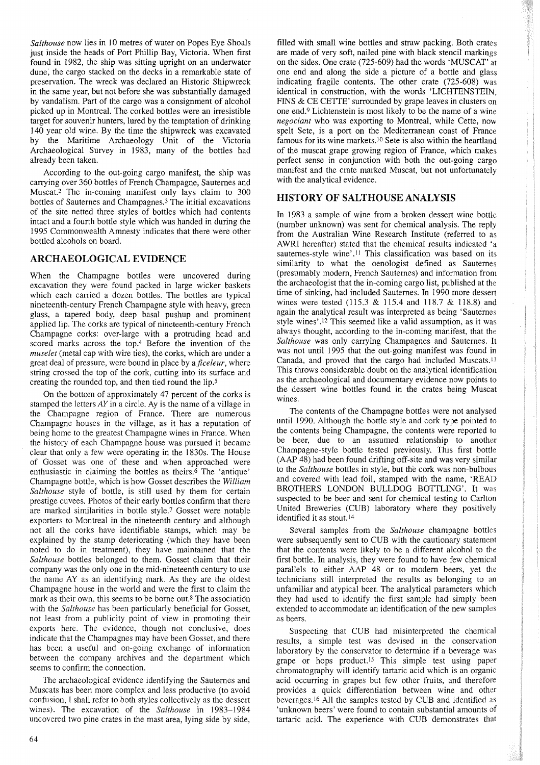*Salthouse* now lies in 10 metres of water on Popes Eye Shoals just inside the heads of Port Phillip Bay, Victoria. When first found in 1982, the ship was sitting upright on an underwater dune, the cargo stacked on the decks in a remarkable state of preservation. The wreck was declared an Historic Shipwreck in the same year, but not before she was substantially damaged by vandalism. Part of the cargo was a consignment of alcohol picked up in Montreal. The corked bottles were an irresistible target for souvenir hunters, lured by the temptation of drinking 140 year old wine. By the time the shipwreck was excavated by the Maritime Archaeology Unit of the Victoria Archaeological Survey in 1983, many of the bottles had already been taken.

According to the out-going cargo manifest, the ship was carrying over 360 bottles of French Champagne, Sauternes and Muscat.[2] The in-coming manifest only lays claim to 300 bottles of Sauternes and Champagnes.[3] The initial excavations of the site netted three styles of bottles which had contents intact and a fourth bottle style which was handed in during the 1995 Commonwealth Amnesty indicates that there were other bottled alcohols on board.

## ARCHAEOLOGICAL EVIDENCE

When the Champagne bottles were uncovered during excavation they were found packed in large wicker baskets which each carried a dozen bottles. The bottles are typical nineteenth-century French Champagne style with heavy, green glass, a tapered body, deep basal pushup and prominent applied lip. The corks are typical of nineteenth-century French Champagne corks: over-large with a protruding head and scored marks across the top.[4] Before the invention of the *muselet* (metal cap with wire ties), the corks, which are under a great deal of pressure, were bound in place by a *ficeleur*, where string crossed the top of the cork, cutting into its surface and creating the rounded top, and then tied round the lip.[5]

On the bottom of approximately 47 percent of the corks is stamped the letters *AY* in a circle. Ay is the name of a village in the Champagne region of France. There are numerous Champagne houses in the village, as it has a reputation of being home to the greatest Champagne wines in France. When the history of each Champagne house was pursued it became clear that only a few were operating in the 1830s. The House of Gosset was one of these and when approached were enthusiastic in claiming the bottles as theirs.[6] The 'antique' Champagne bottle, which is how Gosset describes the *William Salthouse* style of bottle, is still used by them for certain prestige cuvees. Photos of their early bottles confirm that there are marked similarities in bottle style.[7] Gosset were notable exporters to Montreal in the nineteenth century and although not all the corks have identifiable stamps, which may be explained by the stamp deteriorating (which they have been noted to do in treatment), they have maintained that the *Salthouse* bottles belonged to them. Gosset claim that their company was the only one in the mid-nineteenth century to use the name AY as an identifying mark. As they are the oldest Champagne house in the world and were the first to claim the mark as their own, this seems to be borne out.[8] The association with the *Salthouse* has been particularly beneficial for Gosset, not least from a publicity point of view in promoting their exports here. The evidence, though not conclusive, does indicate that the Champagnes may have been Gosset, and there has been a useful and on-going exchange of information between the company archives and the department which seems to confirm the connection.

The archaeological evidence identifying the Sauternes and Muscats has been more complex and less productive (to avoid confusion, I shall refer to both styles collectively as the dessert wines). The excavation of the *Salthouse* in 1983–1984 uncovered two pine crates in the mast area, lying side by side, filled with small wine bottles and straw packing. Both crates are made of very soft, nailed pine with black stencil markings on the sides. One crate (725-609) had the words 'MUSCAT' at one end and along the side a picture of a bottle and glass indicating fragile contents. The other crate (725-608) was identical in construction, with the words 'LICHTENSTEIN, FINS & CE CETTE' surrounded by grape leaves in clusters on one end.[9] Lichtenstein is most likely to be the name of a wine *negociant* who was exporting to Montreal, while Cette, now spelt Sete, is a port on the Mediterranean coast of France famous for its wine markets.[10] Sete is also within the heartland of the muscat grape growing region of France, which makes perfect sense in conjunction with both the out-going cargo manifest and the crate marked Muscat, but not unfortunately with the analytical evidence.

## HISTORY OF SALTHOUSE ANALYSIS

In 1983 a sample of wine from a broken dessert wine bottle (number unknown) was sent for chemical analysis. The reply from the Australian Wine Research Institute (referred to as AWRI hereafter) stated that the chemical results indicated 'a sauternes-style wine'.[11] This classification was based on its similarity to what the oenologist defined as Sauternes (presumably modern, French Sauternes) and information from the archaeologist that the in-coming cargo list, published at the time of sinking, had included Sauternes. In 1990 more dessert wines were tested (115.3 & 115.4 and 118.7 & 118.8) and again the analytical result was interpreted as being 'Sauternes style wines'.[12] This seemed like a valid assumption, as it was always thought, according to the in-coming manifest, that the *Salthouse* was only carrying Champagnes and Sauternes. It was not until 1995 that the out-going manifest was found in Canada, and proved that the cargo had included Muscats.[13] This throws considerable doubt on the analytical identification as the archaeological and documentary evidence now points to the dessert wine bottles found in the crates being Muscat wines.

The contents of the Champagne bottles were not analysed until 1990. Although the bottle style and cork type pointed to the contents being Champagne, the contents were reported to be beer, due to an assumed relationship to another Champagne-style bottle tested previously. This first bottle (AAP 48) had been found drifting off-site and was very similar to the *Salthouse* bottles in style, but the cork was non-bulbous and covered with lead foil, stamped with the name, 'READ BROTHERS LONDON BULLDOG BOTTLING'. It was suspected to be beer and sent for chemical testing to Carlton United Breweries (CUB) laboratory where they positively identified it as stout.[14]

Several samples from the *Salthouse* champagne bottles were subsequently sent to CUB with the cautionary statement that the contents were likely to be a different alcohol to the first bottle. In analysis, they were found to have few chemical parallels to either AAP 48 or to modern beers, yet the technicians still interpreted the results as belonging to an unfamiliar and atypical beer. The analytical parameters which they had used to identify the first sample had simply been extended to accommodate an identification of the new samples as beers.

Suspecting that CUB had misinterpreted the chemical results, a simple test was devised in the conservation laboratory by the conservator to determine if a beverage was grape or hops product.[15] This simple test using paper chromatography will identify tartaric acid which is an organic acid occurring in grapes but few other fruits, and therefore provides a quick differentiation between wine and other beverages.[16] All the samples tested by CUB and identified as 'unknown beers' were found to contain substantial amounts of tartaric acid. The experience with CUB demonstrates that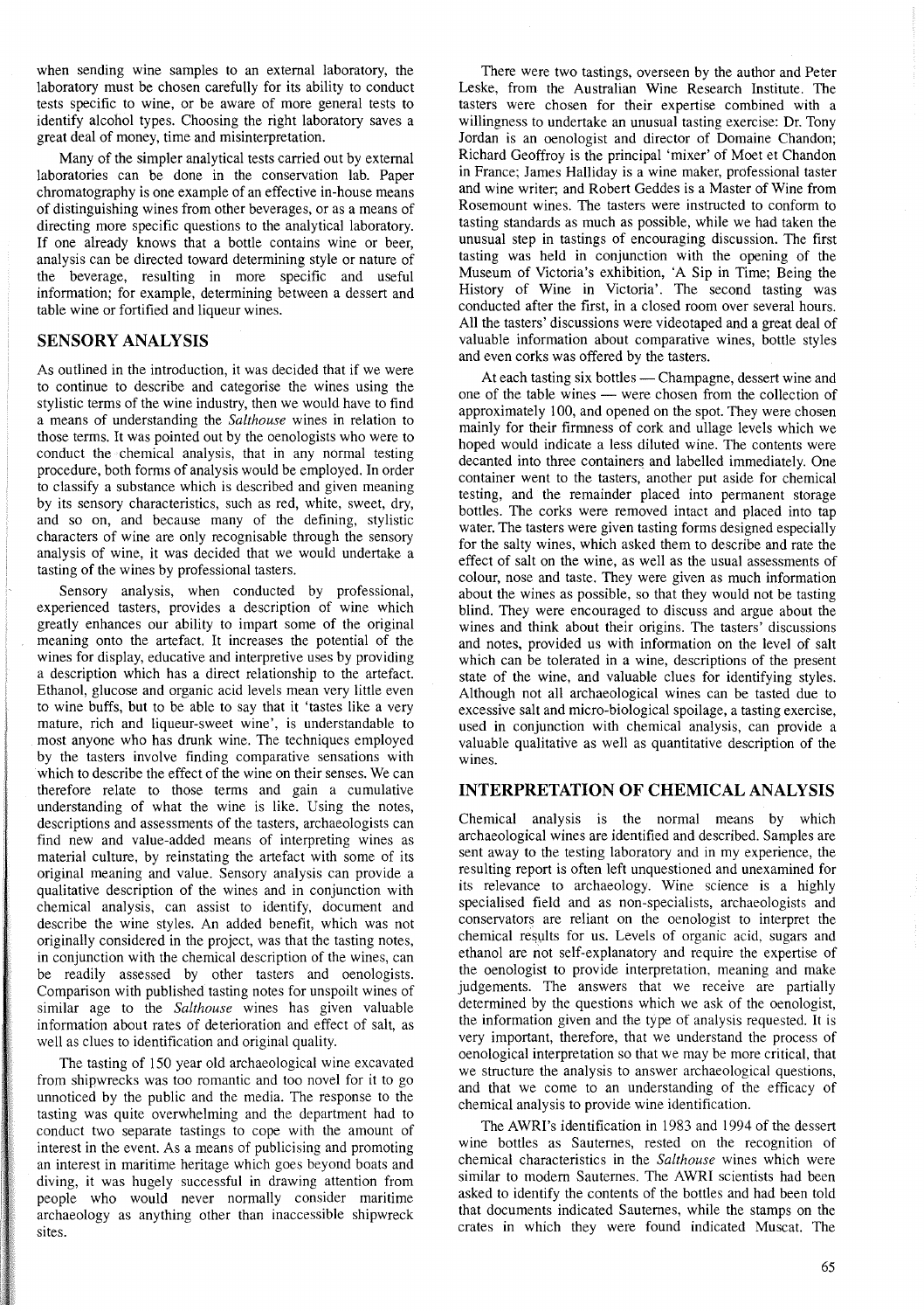when sending wine samples to an external laboratory, the laboratory must be chosen carefully for its ability to conduct tests specific to wine, or be aware of more general tests to identify alcohol types. Choosing the right laboratory saves a great deal of money, time and misinterpretation.

Many of the simpler analytical tests carried out by external laboratories can be done in the conservation lab. Paper chromatography is one example of an effective in-house means of distinguishing wines from other beverages, or as a means of directing more specific questions to the analytical laboratory. If one already knows that a bottle contains wine or beer, analysis can be directed toward determining style or nature of the beverage, resulting in more specific and useful information; for example, determining between a dessert and table wine or fortified and liqueur wines.

## SENSORY ANALYSIS

As outlined in the introduction, it was decided that if we were to continue to describe and categorise the wines using the stylistic terms of the wine industry, then we would have to find a means of understanding the *Salthouse* wines in relation to those terms. It was pointed out by the oenologists who were to conduct the chemical analysis, that in any normal testing procedure, both forms of analysis would be employed. In order to classify a substance which is described and given meaning by its sensory characteristics, such as red, white, sweet, dry, and so on, and because many of the defining, stylistic characters of wine are only recognisable through the sensory analysis of wine, it was decided that we would undertake a tasting of the wines by professional tasters.

Sensory analysis, when conducted by professional, experienced tasters, provides a description of wine which greatly enhances our ability to impart some of the original meaning onto the artefact. It increases the potential of the wines for display, educative and interpretive uses by providing a description which has a direct relationship to the artefact. Ethanol, glucose and organic acid levels mean very little even to wine buffs, but to be able to say that it 'tastes like a very mature, rich and liqueur-sweet wine', is understandable to most anyone who has drunk wine. The techniques employed by the tasters involve finding comparative sensations with which to describe the effect of the wine on their senses. We can therefore relate to those terms and gain a cumulative understanding of what the wine is like. Using the notes, descriptions and assessments of the tasters, archaeologists can find new and value-added means of interpreting wines as material culture, by reinstating the artefact with some of its original meaning and value. Sensory analysis can provide a qualitative description of the wines and in conjunction with chemical analysis, can assist to identify, document and describe the wine styles. An added benefit, which was not originally considered in the project, was that the tasting notes, in conjunction with the chemical description of the wines, can be readily assessed by other tasters and oenologists. Comparison with published tasting notes for unspoilt wines of similar age to the *Salthouse* wines has given valuable information about rates of deterioration and effect of salt, as well as clues to identification and original quality.

The tasting of 150 year old archaeological wine excavated from shipwrecks was too romantic and too novel for it to go unnoticed by the public and the media. The response to the tasting was quite overwhelming and the department had to conduct two separate tastings to cope with the amount of interest in the event. As a means of publicising and promoting an interest in maritime heritage which goes beyond boats and diving, it was hugely successful in drawing attention from people who would never normally consider maritime archaeology as anything other than inaccessible shipwreck sites.

There were two tastings, overseen by the author and Peter Leske, from the Australian Wine Research Institute. The tasters were chosen for their expertise combined with a willingness to undertake an unusual tasting exercise: Dr. Tony Jordan is an oenologist and director of Domaine Chandon; Richard Geoffroy is the principal 'mixer' of Moet et Chandon in France; James Halliday is a wine maker, professional taster and wine writer; and Robert Geddes is a Master of Wine from Rosemount wines. The tasters were instructed to conform to tasting standards as much as possible, while we had taken the unusual step in tastings of encouraging discussion. The first tasting was held in conjunction with the opening of the Museum of Victoria's exhibition, 'A Sip in Time; Being the History of Wine in Victoria'. The second tasting was conducted after the first, in a closed room over several hours. All the tasters' discussions were videotaped and a great deal of valuable information about comparative wines, bottle styles and even corks was offered by the tasters.

At each tasting six bottles — Champagne, dessert wine and one of the table wines — were chosen from the collection of approximately 100, and opened on the spot. They were chosen mainly for their firmness of cork and ullage levels which we hoped would indicate a less diluted wine. The contents were decanted into three containers and labelled immediately. One container went to the tasters, another put aside for chemical testing, and the remainder placed into permanent storage bottles. The corks were removed intact and placed into tap water. The tasters were given tasting forms designed especially for the salty wines, which asked them to describe and rate the effect of salt on the wine, as well as the usual assessments of colour, nose and taste. They were given as much information about the wines as possible, so that they would not be tasting blind. They were encouraged to discuss and argue about the wines and think about their origins. The tasters' discussions and notes, provided us with information on the level of salt which can be tolerated in a wine, descriptions of the present state of the wine, and valuable clues for identifying styles. Although not all archaeological wines can be tasted due to excessive salt and micro-biological spoilage, a tasting exercise, used in conjunction with chemical analysis, can provide a valuable qualitative as well as quantitative description of the wines.

## INTERPRETATION OF CHEMICAL ANALYSIS

Chemical analysis is the normal means by which archaeological wines are identified and described. Samples are sent away to the testing laboratory and in my experience, the resulting report is often left unquestioned and unexamined for its relevance to archaeology. Wine science is a highly specialised field and as non-specialists, archaeologists and conservators are reliant on the oenologist to interpret the chemical results for us. Levels of organic acid, sugars and ethanol are not self-explanatory and require the expertise of the oenologist to provide interpretation, meaning and make judgements. The answers that we receive are partially determined by the questions which we ask of the oenologist, the information given and the type of analysis requested. It is very important, therefore, that we understand the process of oenological interpretation so that we may be more critical, that we structure the analysis to answer archaeological questions, and that we come to an understanding of the efficacy of chemical analysis to provide wine identification.

The AWRI's identification in 1983 and 1994 of the dessert wine bottles as Sauternes, rested on the recognition of chemical characteristics in the *Salthouse* wines which were similar to modern Sauternes. The AWRI scientists had been asked to identify the contents of the bottles and had been told that documents indicated Sauternes, while the stamps on the crates in which they were found indicated Muscat. The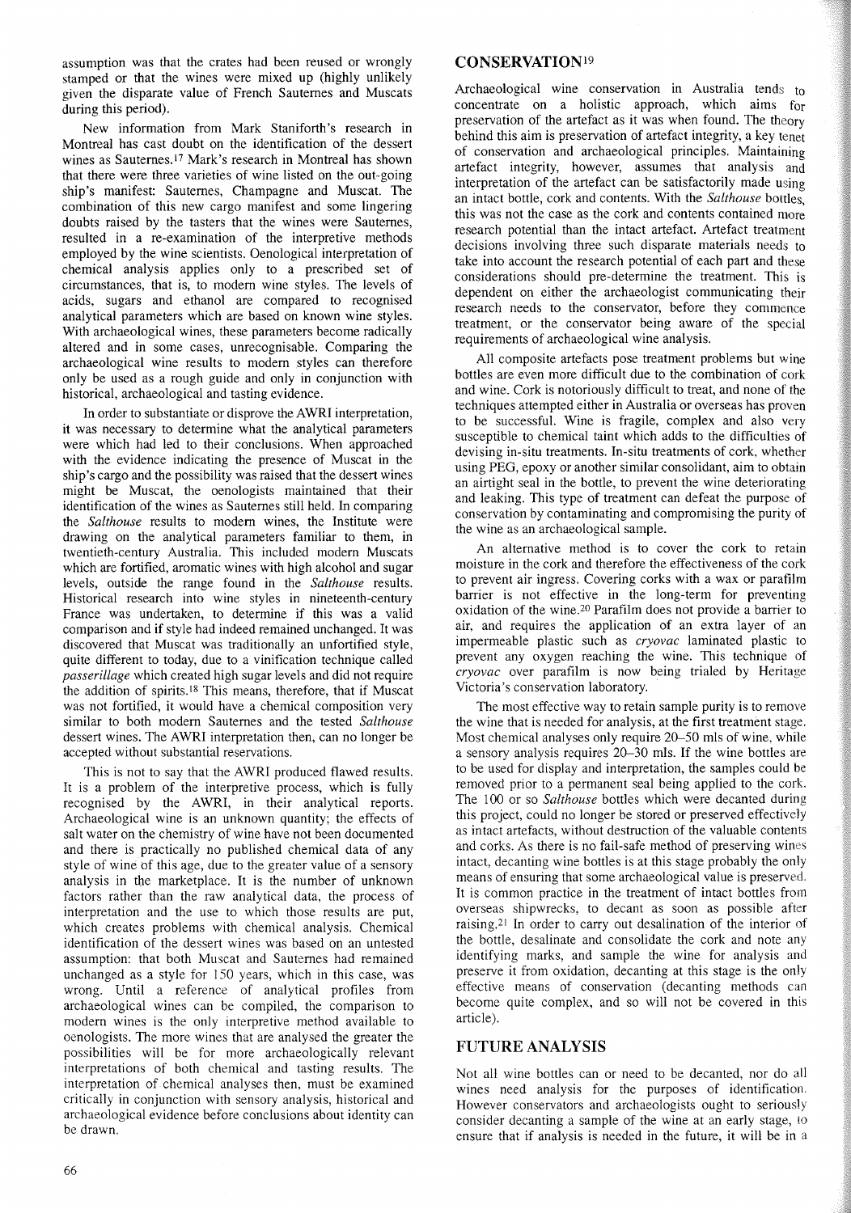assumption was that the crates had been reused or wrongly stamped or that the wines were mixed up (highly unlikely given the disparate value of French Sauternes and Muscats during this period).

New information from Mark Staniforth's research in Montreal has cast doubt on the identification of the dessert wines as Sauternes.[17] Mark's research in Montreal has shown that there were three varieties of wine listed on the out-going ship's manifest: Sauternes, Champagne and Muscat. The combination of this new cargo manifest and some lingering doubts raised by the tasters that the wines were Sauternes, resulted in a re-examination of the interpretive methods employed by the wine scientists. Oenological interpretation of chemical analysis applies only to a prescribed set of circumstances, that is, to modern wine styles. The levels of acids, sugars and ethanol are compared to recognised analytical parameters which are based on known wine styles. With archaeological wines, these parameters become radically altered and in some cases, unrecognisable. Comparing the archaeological wine results to modern styles can therefore only be used as a rough guide and only in conjunction with historical, archaeological and tasting evidence.

In order to substantiate or disprove the AWRI interpretation, it was necessary to determine what the analytical parameters were which had led to their conclusions. When approached with the evidence indicating the presence of Muscat in the ship's cargo and the possibility was raised that the dessert wines might be Muscat, the oenologists maintained that their identification of the wines as Sauternes still held. In comparing the *Salthouse* results to modern wines, the Institute were drawing on the analytical parameters familiar to them, in twentieth-century Australia. This included modern Muscats which are fortified, aromatic wines with high alcohol and sugar levels, outside the range found in the *Salthouse* results. Historical research into wine styles in nineteenth-century France was undertaken, to determine if this was a valid comparison and if style had indeed remained unchanged. It was discovered that Muscat was traditionally an unfortified style, quite different to today, due to a vinification technique called *passerillage* which created high sugar levels and did not require the addition of spirits.[18] This means, therefore, that if Muscat was not fortified, it would have a chemical composition very similar to both modern Sauternes and the tested *Salthouse* dessert wines. The AWRI interpretation then, can no longer be accepted without substantial reservations.

This is not to say that the AWRI produced flawed results. It is a problem of the interpretive process, which is fully recognised by the AWRI, in their analytical reports. Archaeological wine is an unknown quantity; the effects of salt water on the chemistry of wine have not been documented and there is practically no published chemical data of any style of wine of this age, due to the greater value of a sensory analysis in the marketplace. It is the number of unknown factors rather than the raw analytical data, the process of interpretation and the use to which those results are put, which creates problems with chemical analysis. Chemical identification of the dessert wines was based on an untested assumption: that both Muscat and Sauternes had remained unchanged as a style for 150 years, which in this case, was wrong. Until a reference of analytical profiles from archaeological wines can be compiled, the comparison to modern wines is the only interpretive method available to oenologists. The more wines that are analysed the greater the possibilities will be for more archaeologically relevant interpretations of both chemical and tasting results. The interpretation of chemical analyses then, must be examined critically in conjunction with sensory analysis, historical and archaeological evidence before conclusions about identity can be drawn.

## CONSERVATION[19]

Archaeological wine conservation in Australia tends to concentrate on a holistic approach, which aims for preservation of the artefact as it was when found. The theory behind this aim is preservation of artefact integrity, a key tenet of conservation and archaeological principles. Maintaining artefact integrity, however, assumes that analysis and interpretation of the artefact can be satisfactorily made using an intact bottle, cork and contents. With the *Salthouse* bottles, this was not the case as the cork and contents contained more research potential than the intact artefact. Artefact treatment decisions involving three such disparate materials needs to take into account the research potential of each part and these considerations should pre-determine the treatment. This is dependent on either the archaeologist communicating their research needs to the conservator, before they commence treatment, or the conservator being aware of the special requirements of archaeological wine analysis.

All composite artefacts pose treatment problems but wine bottles are even more difficult due to the combination of cork and wine. Cork is notoriously difficult to treat, and none of the techniques attempted either in Australia or overseas has proven to be successful. Wine is fragile, complex and also very susceptible to chemical taint which adds to the difficulties of devising in-situ treatments. In-situ treatments of cork, whether using PEG, epoxy or another similar consolidant, aim to obtain an airtight seal in the bottle, to prevent the wine deteriorating and leaking. This type of treatment can defeat the purpose of conservation by contaminating and compromising the purity of the wine as an archaeological sample.

An alternative method is to cover the cork to retain moisture in the cork and therefore the effectiveness of the cork to prevent air ingress. Covering corks with a wax or parafilm barrier is not effective in the long-term for preventing oxidation of the wine.[20] Parafilm does not provide a barrier to air, and requires the application of an extra layer of an impermeable plastic such as *cryovac* laminated plastic to prevent any oxygen reaching the wine. This technique of *cryovac* over parafilm is now being trialed by Heritage Victoria's conservation laboratory.

The most effective way to retain sample purity is to remove the wine that is needed for analysis, at the first treatment stage. Most chemical analyses only require 20–50 mls of wine, while a sensory analysis requires 20–30 mls. If the wine bottles are to be used for display and interpretation, the samples could be removed prior to a permanent seal being applied to the cork. The 100 or so *Salthouse* bottles which were decanted during this project, could no longer be stored or preserved effectively as intact artefacts, without destruction of the valuable contents and corks. As there is no fail-safe method of preserving wines intact, decanting wine bottles is at this stage probably the only means of ensuring that some archaeological value is preserved. It is common practice in the treatment of intact bottles from overseas shipwrecks, to decant as soon as possible after raising.[21] In order to carry out desalination of the interior of the bottle, desalinate and consolidate the cork and note any identifying marks, and sample the wine for analysis and preserve it from oxidation, decanting at this stage is the only effective means of conservation (decanting methods can become quite complex, and so will not be covered in this article).

## FUTURE ANALYSIS

Not all wine bottles can or need to be decanted, nor do all wines need analysis for the purposes of identification. However conservators and archaeologists ought to seriously consider decanting a sample of the wine at an early stage, to ensure that if analysis is needed in the future, it will be in a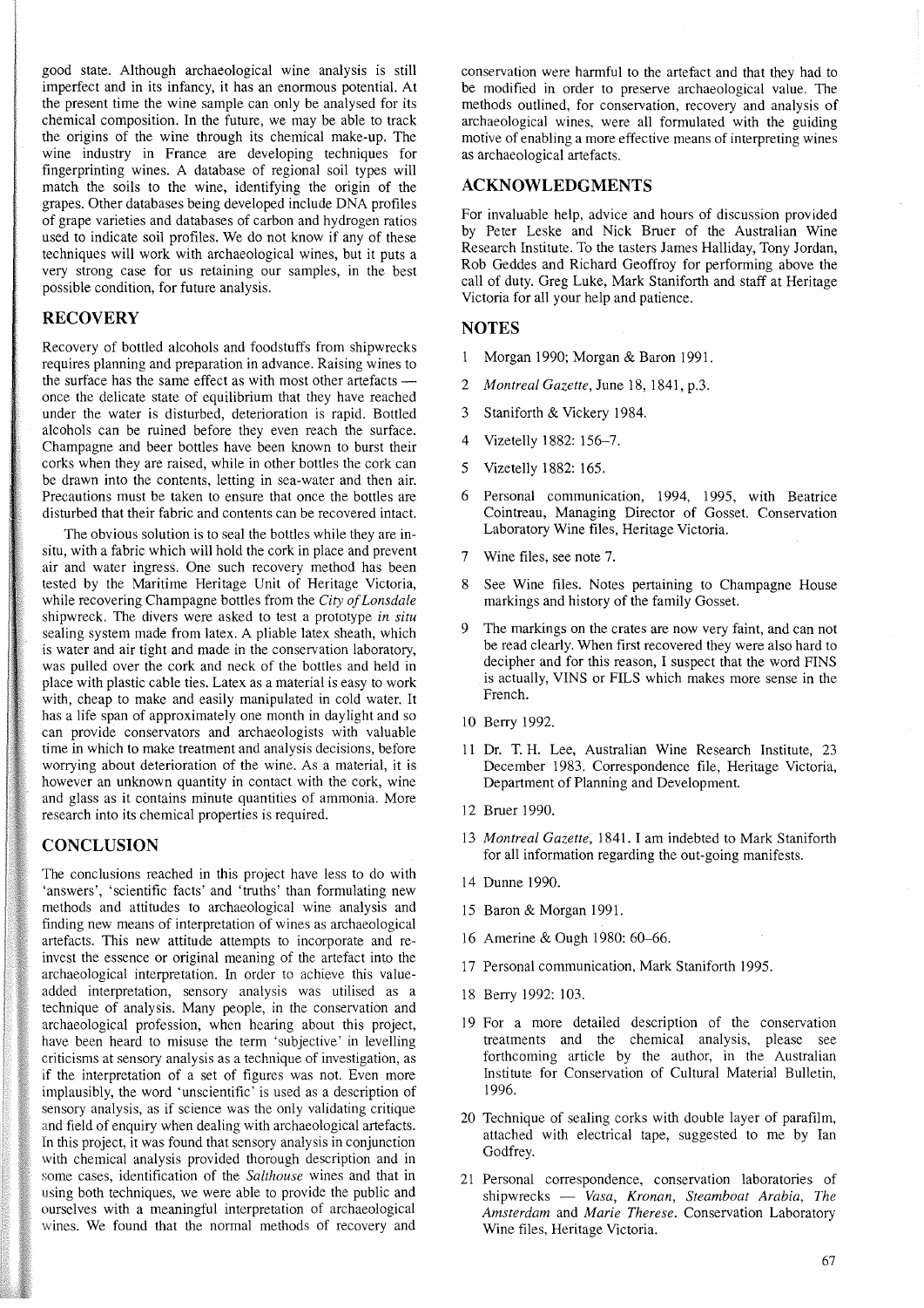good state. Although archaeological wine analysis is still imperfect and in its infancy, it has an enormous potential. At the present time the wine sample can only be analysed for its chemical composition. In the future, we may be able to track the origins of the wine through its chemical make-up. The wine industry in France are developing techniques for fingerprinting wines. A database of regional soil types will match the soils to the wine, identifying the origin of the grapes. Other databases being developed include DNA profiles of grape varieties and databases of carbon and hydrogen ratios used to indicate soil profiles. We do not know if any of these techniques will work with archaeological wines, but it puts a very strong case for us retaining our samples, in the best possible condition, for future analysis.

## RECOVERY

Recovery of bottled alcohols and foodstuffs from shipwrecks requires planning and preparation in advance. Raising wines to the surface has the same effect as with most other artefacts — once the delicate state of equilibrium that they have reached under the water is disturbed, deterioration is rapid. Bottled alcohols can be ruined before they even reach the surface. Champagne and beer bottles have been known to burst their corks when they are raised, while in other bottles the cork can be drawn into the contents, letting in sea-water and then air. Precautions must be taken to ensure that once the bottles are disturbed that their fabric and contents can be recovered intact.

The obvious solution is to seal the bottles while they are in-situ, with a fabric which will hold the cork in place and prevent air and water ingress. One such recovery method has been tested by the Maritime Heritage Unit of Heritage Victoria, while recovering Champagne bottles from the *City of Lonsdale* shipwreck. The divers were asked to test a prototype *in situ* sealing system made from latex. A pliable latex sheath, which is water and air tight and made in the conservation laboratory, was pulled over the cork and neck of the bottles and held in place with plastic cable ties. Latex as a material is easy to work with, cheap to make and easily manipulated in cold water. It has a life span of approximately one month in daylight and so can provide conservators and archaeologists with valuable time in which to make treatment and analysis decisions, before worrying about deterioration of the wine. As a material, it is however an unknown quantity in contact with the cork, wine and glass as it contains minute quantities of ammonia. More research into its chemical properties is required.

## CONCLUSION

The conclusions reached in this project have less to do with 'answers', 'scientific facts' and 'truths' than formulating new methods and attitudes to archaeological wine analysis and finding new means of interpretation of wines as archaeological artefacts. This new attitude attempts to incorporate and re-invest the essence or original meaning of the artefact into the archaeological interpretation. In order to achieve this value-added interpretation, sensory analysis was utilised as a technique of analysis. Many people, in the conservation and archaeological profession, when hearing about this project, have been heard to misuse the term 'subjective' in levelling criticisms at sensory analysis as a technique of investigation, as if the interpretation of a set of figures was not. Even more implausibly, the word 'unscientific' is used as a description of sensory analysis, as if science was the only validating critique and field of enquiry when dealing with archaeological artefacts. In this project, it was found that sensory analysis in conjunction with chemical analysis provided thorough description and in some cases, identification of the *Salthouse* wines and that in using both techniques, we were able to provide the public and ourselves with a meaningful interpretation of archaeological wines. We found that the normal methods of recovery and conservation were harmful to the artefact and that they had to be modified in order to preserve archaeological value. The methods outlined, for conservation, recovery and analysis of archaeological wines, were all formulated with the guiding motive of enabling a more effective means of interpreting wines as archaeological artefacts.

## ACKNOWLEDGMENTS

For invaluable help, advice and hours of discussion provided by Peter Leske and Nick Bruer of the Australian Wine Research Institute. To the tasters James Halliday, Tony Jordan, Rob Geddes and Richard Geoffroy for performing above the call of duty. Greg Luke, Mark Staniforth and staff at Heritage Victoria for all your help and patience.

## NOTES

1. Morgan 1990; Morgan & Baron 1991.
2. *Montreal Gazette*, June 18, 1841, p.3.
3. Staniforth & Vickery 1984.
4. Vizetelly 1882: 156–7.
5. Vizetelly 1882: 165.
6. Personal communication, 1994, 1995, with Beatrice Cointreau, Managing Director of Gosset. Conservation Laboratory Wine files, Heritage Victoria.
7. Wine files, see note 7.
8. See Wine files. Notes pertaining to Champagne House markings and history of the family Gosset.
9. The markings on the crates are now very faint, and can not be read clearly. When first recovered they were also hard to decipher and for this reason, I suspect that the word FINS is actually, VINS or FILS which makes more sense in the French.
10. Berry 1992.
11. Dr. T. H. Lee, Australian Wine Research Institute, 23 December 1983. Correspondence file, Heritage Victoria, Department of Planning and Development.
12. Bruer 1990.
13. *Montreal Gazette*, 1841. I am indebted to Mark Staniforth for all information regarding the out-going manifests.
14. Dunne 1990.
15. Baron & Morgan 1991.
16. Amerine & Ough 1980: 60–66.
17. Personal communication, Mark Staniforth 1995.
18. Berry 1992: 103.
19. For a more detailed description of the conservation treatments and the chemical analysis, please see forthcoming article by the author, in the Australian Institute for Conservation of Cultural Material Bulletin, 1996.
20. Technique of sealing corks with double layer of parafilm, attached with electrical tape, suggested to me by Ian Godfrey.
21. Personal correspondence, conservation laboratories of shipwrecks — *Vasa*, *Kronan*, *Steamboat Arabia*, *The Amsterdam* and *Marie Therese*. Conservation Laboratory Wine files, Heritage Victoria.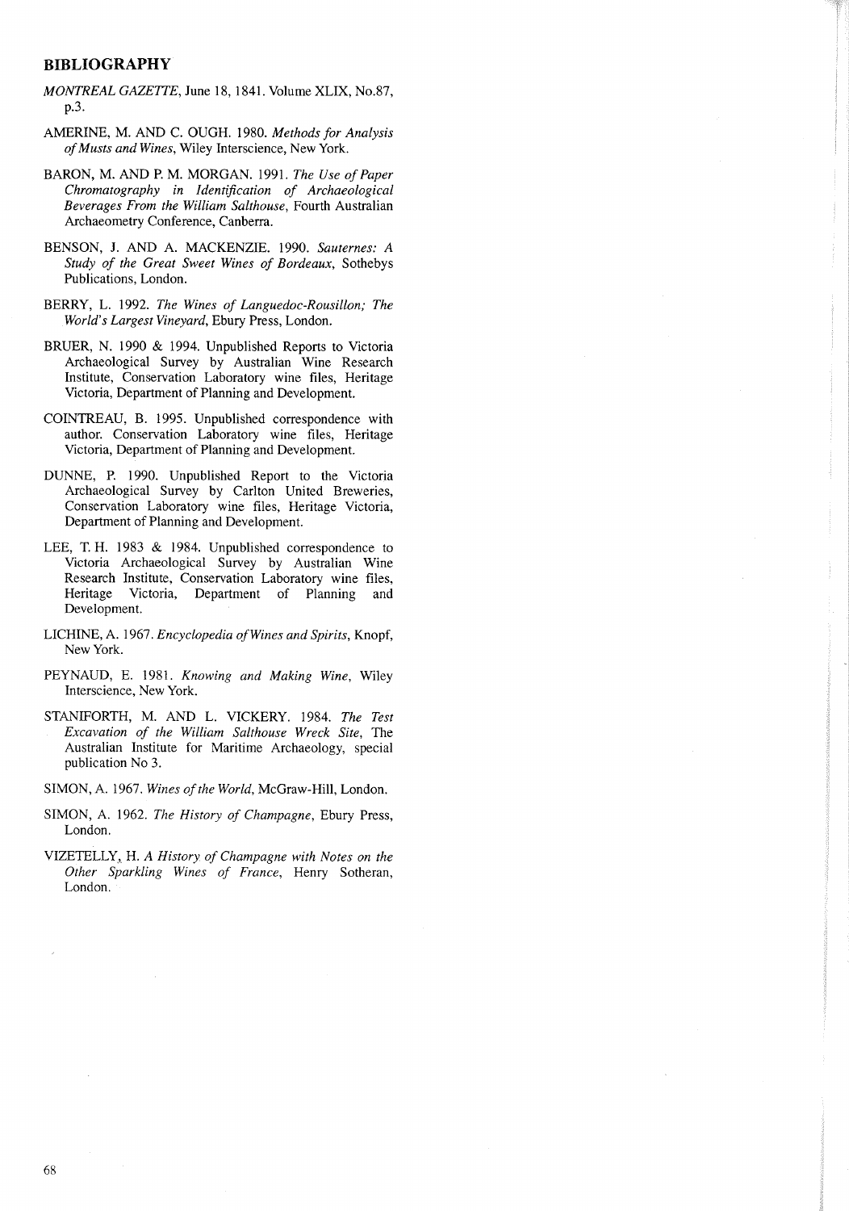## BIBLIOGRAPHY

*MONTREAL GAZETTE*, June 18, 1841. Volume XLIX, No.87, p.3.

AMERINE, M. AND C. OUGH. 1980. *Methods for Analysis of Musts and Wines*, Wiley Interscience, New York.

BARON, M. AND P. M. MORGAN. 1991. *The Use of Paper Chromatography in Identification of Archaeological Beverages From the William Salthouse*, Fourth Australian Archaeometry Conference, Canberra.

BENSON, J. AND A. MACKENZIE. 1990. *Sauternes: A Study of the Great Sweet Wines of Bordeaux*, Sothebys Publications, London.

BERRY, L. 1992. *The Wines of Languedoc-Rousillon; The World's Largest Vineyard*, Ebury Press, London.

BRUER, N. 1990 & 1994. Unpublished Reports to Victoria Archaeological Survey by Australian Wine Research Institute, Conservation Laboratory wine files, Heritage Victoria, Department of Planning and Development.

COINTREAU, B. 1995. Unpublished correspondence with author. Conservation Laboratory wine files, Heritage Victoria, Department of Planning and Development.

DUNNE, P. 1990. Unpublished Report to the Victoria Archaeological Survey by Carlton United Breweries, Conservation Laboratory wine files, Heritage Victoria, Department of Planning and Development.

LEE, T. H. 1983 & 1984. Unpublished correspondence to Victoria Archaeological Survey by Australian Wine Research Institute, Conservation Laboratory wine files, Heritage Victoria, Department of Planning and Development.

LICHINE, A. 1967. *Encyclopedia of Wines and Spirits*, Knopf, New York.

PEYNAUD, E. 1981. *Knowing and Making Wine*, Wiley Interscience, New York.

STANIFORTH, M. AND L. VICKERY. 1984. *The Test Excavation of the William Salthouse Wreck Site*, The Australian Institute for Maritime Archaeology, special publication No 3.

SIMON, A. 1967. *Wines of the World*, McGraw-Hill, London.

SIMON, A. 1962. *The History of Champagne*, Ebury Press, London.

VIZETELLY, H. *A History of Champagne with Notes on the Other Sparkling Wines of France*, Henry Sotheran, London.